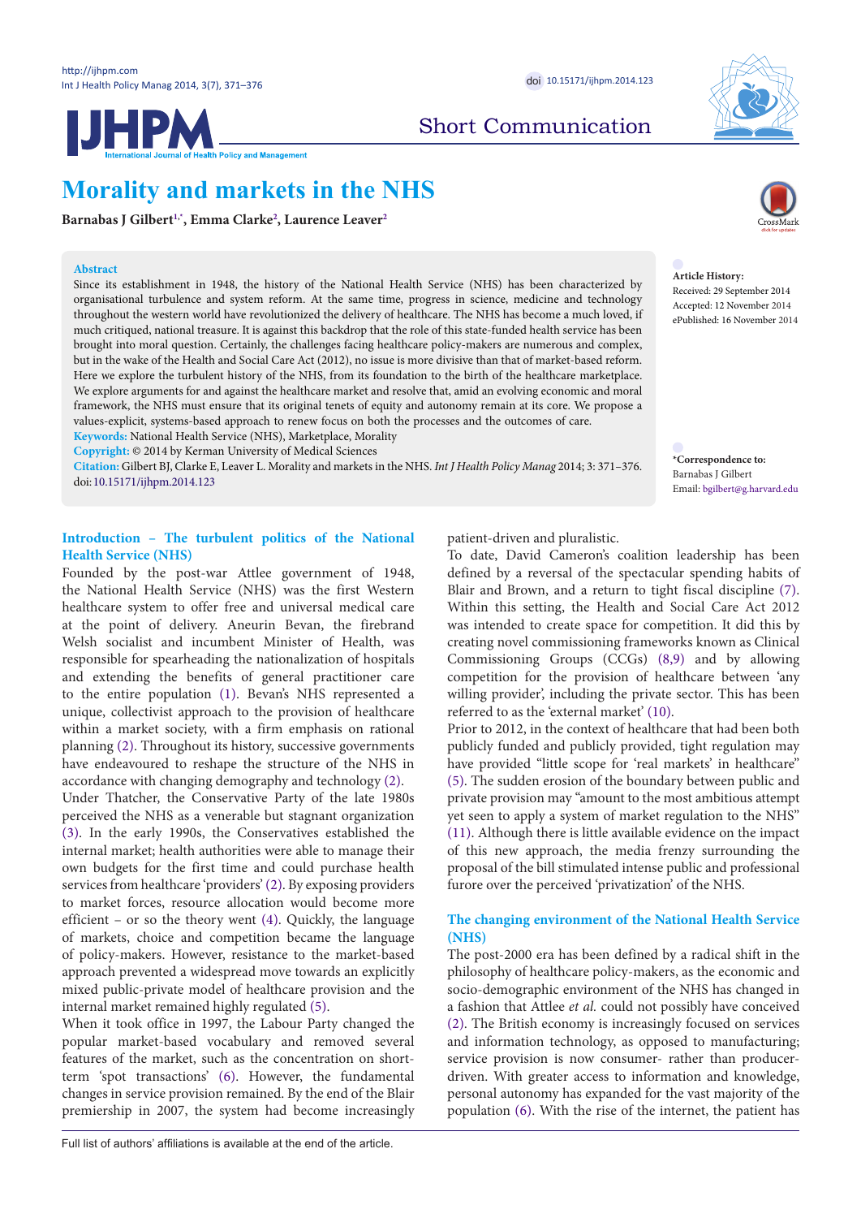Short Communication

# Morality and markets in the NHS

**Barnabas J Gilbert[1,*], Emma Clarke[2], Laurence Leaver[2]**

**Abstract**

Since its establishment in 1948, the history of the National Health Service (NHS) has been characterized by organisational turbulence and system reform. At the same time, progress in science, medicine and technology throughout the western world have revolutionized the delivery of healthcare. The NHS has become a much loved, if much critiqued, national treasure. It is against this backdrop that the role of this state-funded health service has been brought into moral question. Certainly, the challenges facing healthcare policy-makers are numerous and complex, but in the wake of the Health and Social Care Act (2012), no issue is more divisive than that of market-based reform. Here we explore the turbulent history of the NHS, from its foundation to the birth of the healthcare marketplace. We explore arguments for and against the healthcare market and resolve that, amid an evolving economic and moral framework, the NHS must ensure that its original tenets of equity and autonomy remain at its core. We propose a values-explicit, systems-based approach to renew focus on both the processes and the outcomes of care.

**Keywords:** National Health Service (NHS), Marketplace, Morality

**Copyright:** © 2014 by Kerman University of Medical Sciences

**Citation:** Gilbert BJ, Clarke E, Leaver L. Morality and markets in the NHS. *Int J Health Policy Manag* 2014; 3: 371–376. doi: 10.15171/ijhpm.2014.123

**Article History:**
Received: 29 September 2014
Accepted: 12 November 2014
ePublished: 16 November 2014

***Correspondence to:**
Barnabas J Gilbert
Email: bgilbert@g.harvard.edu

## Introduction – The turbulent politics of the National Health Service (NHS)

Founded by the post-war Attlee government of 1948, the National Health Service (NHS) was the first Western healthcare system to offer free and universal medical care at the point of delivery. Aneurin Bevan, the firebrand Welsh socialist and incumbent Minister of Health, was responsible for spearheading the nationalization of hospitals and extending the benefits of general practitioner care to the entire population (1). Bevan's NHS represented a unique, collectivist approach to the provision of healthcare within a market society, with a firm emphasis on rational planning (2). Throughout its history, successive governments have endeavoured to reshape the structure of the NHS in accordance with changing demography and technology (2).

Under Thatcher, the Conservative Party of the late 1980s perceived the NHS as a venerable but stagnant organization (3). In the early 1990s, the Conservatives established the internal market; health authorities were able to manage their own budgets for the first time and could purchase health services from healthcare 'providers' (2). By exposing providers to market forces, resource allocation would become more efficient – or so the theory went (4). Quickly, the language of markets, choice and competition became the language of policy-makers. However, resistance to the market-based approach prevented a widespread move towards an explicitly mixed public-private model of healthcare provision and the internal market remained highly regulated (5).

When it took office in 1997, the Labour Party changed the popular market-based vocabulary and removed several features of the market, such as the concentration on short-term 'spot transactions' (6). However, the fundamental changes in service provision remained. By the end of the Blair premiership in 2007, the system had become increasingly patient-driven and pluralistic.

To date, David Cameron's coalition leadership has been defined by a reversal of the spectacular spending habits of Blair and Brown, and a return to tight fiscal discipline (7). Within this setting, the Health and Social Care Act 2012 was intended to create space for competition. It did this by creating novel commissioning frameworks known as Clinical Commissioning Groups (CCGs) (8,9) and by allowing competition for the provision of healthcare between 'any willing provider', including the private sector. This has been referred to as the 'external market' (10).

Prior to 2012, in the context of healthcare that had been both publicly funded and publicly provided, tight regulation may have provided "little scope for 'real markets' in healthcare" (5). The sudden erosion of the boundary between public and private provision may "amount to the most ambitious attempt yet seen to apply a system of market regulation to the NHS" (11). Although there is little available evidence on the impact of this new approach, the media frenzy surrounding the proposal of the bill stimulated intense public and professional furore over the perceived 'privatization' of the NHS.

## The changing environment of the National Health Service (NHS)

The post-2000 era has been defined by a radical shift in the philosophy of healthcare policy-makers, as the economic and socio-demographic environment of the NHS has changed in a fashion that Attlee *et al.* could not possibly have conceived (2). The British economy is increasingly focused on services and information technology, as opposed to manufacturing; service provision is now consumer- rather than producer-driven. With greater access to information and knowledge, personal autonomy has expanded for the vast majority of the population (6). With the rise of the internet, the patient has

Full list of authors' affiliations is available at the end of the article.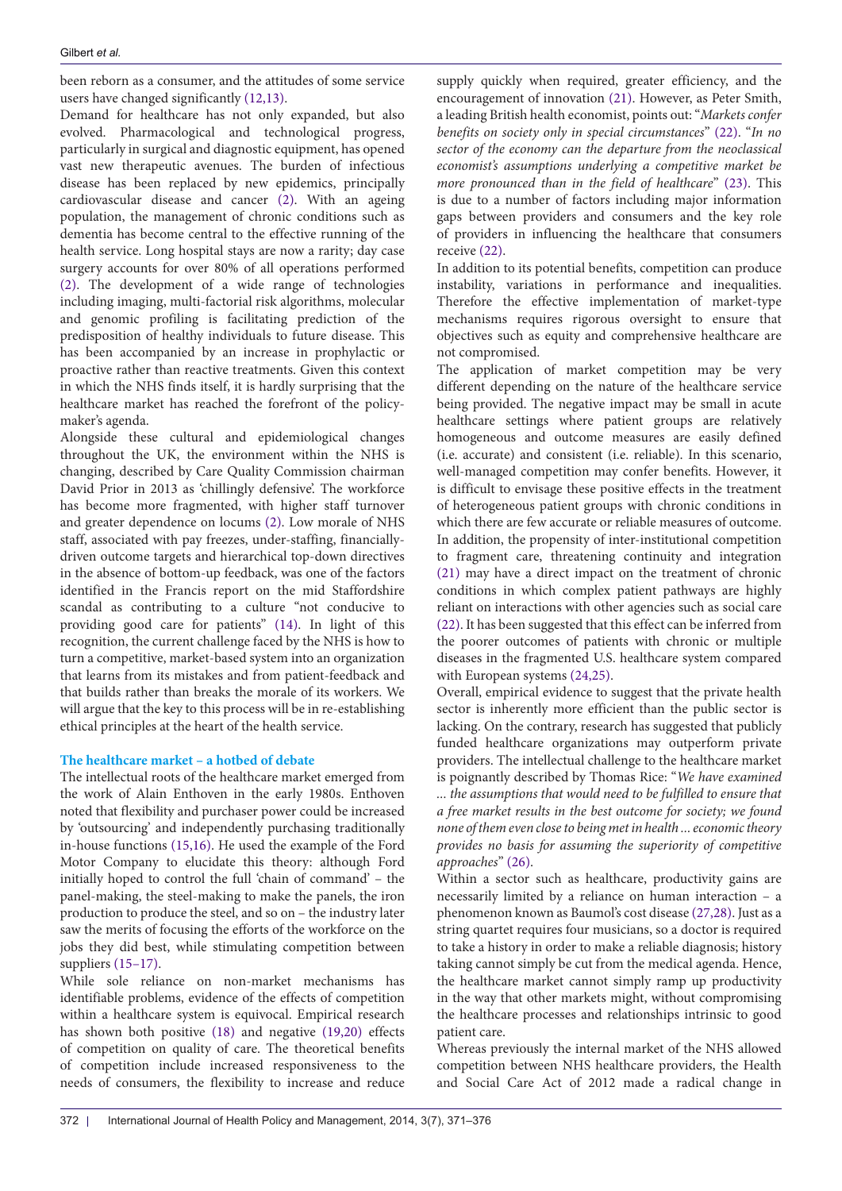been reborn as a consumer, and the attitudes of some service users have changed significantly (12,13).

Demand for healthcare has not only expanded, but also evolved. Pharmacological and technological progress, particularly in surgical and diagnostic equipment, has opened vast new therapeutic avenues. The burden of infectious disease has been replaced by new epidemics, principally cardiovascular disease and cancer (2). With an ageing population, the management of chronic conditions such as dementia has become central to the effective running of the health service. Long hospital stays are now a rarity; day case surgery accounts for over 80% of all operations performed (2). The development of a wide range of technologies including imaging, multi-factorial risk algorithms, molecular and genomic profiling is facilitating prediction of the predisposition of healthy individuals to future disease. This has been accompanied by an increase in prophylactic or proactive rather than reactive treatments. Given this context in which the NHS finds itself, it is hardly surprising that the healthcare market has reached the forefront of the policy-maker's agenda.

Alongside these cultural and epidemiological changes throughout the UK, the environment within the NHS is changing, described by Care Quality Commission chairman David Prior in 2013 as 'chillingly defensive'. The workforce has become more fragmented, with higher staff turnover and greater dependence on locums (2). Low morale of NHS staff, associated with pay freezes, under-staffing, financially-driven outcome targets and hierarchical top-down directives in the absence of bottom-up feedback, was one of the factors identified in the Francis report on the mid Staffordshire scandal as contributing to a culture "not conducive to providing good care for patients" (14). In light of this recognition, the current challenge faced by the NHS is how to turn a competitive, market-based system into an organization that learns from its mistakes and from patient-feedback and that builds rather than breaks the morale of its workers. We will argue that the key to this process will be in re-establishing ethical principles at the heart of the health service.

## The healthcare market – a hotbed of debate

The intellectual roots of the healthcare market emerged from the work of Alain Enthoven in the early 1980s. Enthoven noted that flexibility and purchaser power could be increased by 'outsourcing' and independently purchasing traditionally in-house functions (15,16). He used the example of the Ford Motor Company to elucidate this theory: although Ford initially hoped to control the full 'chain of command' – the panel-making, the steel-making to make the panels, the iron production to produce the steel, and so on – the industry later saw the merits of focusing the efforts of the workforce on the jobs they did best, while stimulating competition between suppliers (15–17).

While sole reliance on non-market mechanisms has identifiable problems, evidence of the effects of competition within a healthcare system is equivocal. Empirical research has shown both positive (18) and negative (19,20) effects of competition on quality of care. The theoretical benefits of competition include increased responsiveness to the needs of consumers, the flexibility to increase and reduce supply quickly when required, greater efficiency, and the encouragement of innovation (21). However, as Peter Smith, a leading British health economist, points out: "*Markets confer benefits on society only in special circumstances*" (22). "*In no sector of the economy can the departure from the neoclassical economist's assumptions underlying a competitive market be more pronounced than in the field of healthcare*" (23). This is due to a number of factors including major information gaps between providers and consumers and the key role of providers in influencing the healthcare that consumers receive (22).

In addition to its potential benefits, competition can produce instability, variations in performance and inequalities. Therefore the effective implementation of market-type mechanisms requires rigorous oversight to ensure that objectives such as equity and comprehensive healthcare are not compromised.

The application of market competition may be very different depending on the nature of the healthcare service being provided. The negative impact may be small in acute healthcare settings where patient groups are relatively homogeneous and outcome measures are easily defined (i.e. accurate) and consistent (i.e. reliable). In this scenario, well-managed competition may confer benefits. However, it is difficult to envisage these positive effects in the treatment of heterogeneous patient groups with chronic conditions in which there are few accurate or reliable measures of outcome. In addition, the propensity of inter-institutional competition to fragment care, threatening continuity and integration (21) may have a direct impact on the treatment of chronic conditions in which complex patient pathways are highly reliant on interactions with other agencies such as social care (22). It has been suggested that this effect can be inferred from the poorer outcomes of patients with chronic or multiple diseases in the fragmented U.S. healthcare system compared with European systems (24,25).

Overall, empirical evidence to suggest that the private health sector is inherently more efficient than the public sector is lacking. On the contrary, research has suggested that publicly funded healthcare organizations may outperform private providers. The intellectual challenge to the healthcare market is poignantly described by Thomas Rice: "*We have examined … the assumptions that would need to be fulfilled to ensure that a free market results in the best outcome for society; we found none of them even close to being met in health … economic theory provides no basis for assuming the superiority of competitive approaches*" (26).

Within a sector such as healthcare, productivity gains are necessarily limited by a reliance on human interaction – a phenomenon known as Baumol's cost disease (27,28). Just as a string quartet requires four musicians, so a doctor is required to take a history in order to make a reliable diagnosis; history taking cannot simply be cut from the medical agenda. Hence, the healthcare market cannot simply ramp up productivity in the way that other markets might, without compromising the healthcare processes and relationships intrinsic to good patient care.

Whereas previously the internal market of the NHS allowed competition between NHS healthcare providers, the Health and Social Care Act of 2012 made a radical change in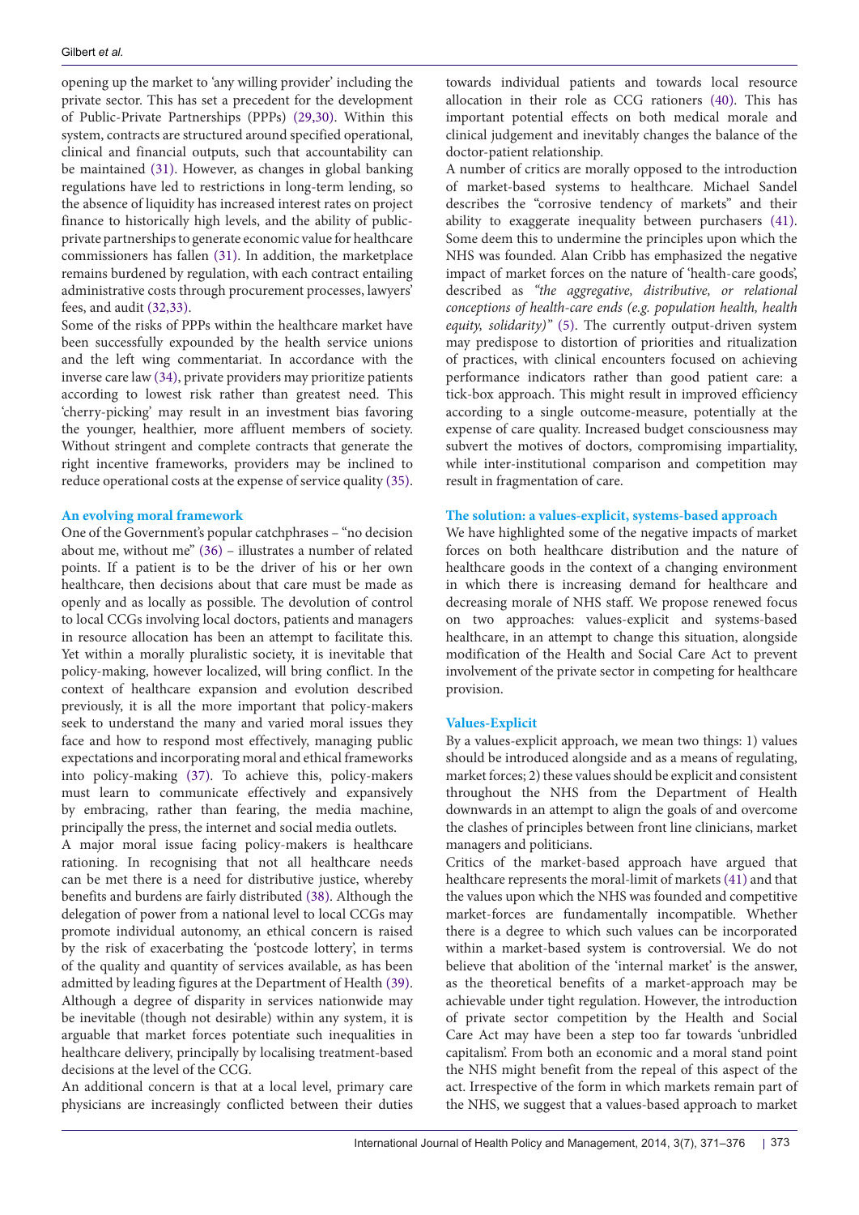opening up the market to 'any willing provider' including the private sector. This has set a precedent for the development of Public-Private Partnerships (PPPs) (29,30). Within this system, contracts are structured around specified operational, clinical and financial outputs, such that accountability can be maintained (31). However, as changes in global banking regulations have led to restrictions in long-term lending, so the absence of liquidity has increased interest rates on project finance to historically high levels, and the ability of public-private partnerships to generate economic value for healthcare commissioners has fallen (31). In addition, the marketplace remains burdened by regulation, with each contract entailing administrative costs through procurement processes, lawyers' fees, and audit (32,33).

Some of the risks of PPPs within the healthcare market have been successfully expounded by the health service unions and the left wing commentariat. In accordance with the inverse care law (34), private providers may prioritize patients according to lowest risk rather than greatest need. This 'cherry-picking' may result in an investment bias favoring the younger, healthier, more affluent members of society. Without stringent and complete contracts that generate the right incentive frameworks, providers may be inclined to reduce operational costs at the expense of service quality (35).

### An evolving moral framework

One of the Government's popular catchphrases – "no decision about me, without me" (36) – illustrates a number of related points. If a patient is to be the driver of his or her own healthcare, then decisions about that care must be made as openly and as locally as possible. The devolution of control to local CCGs involving local doctors, patients and managers in resource allocation has been an attempt to facilitate this. Yet within a morally pluralistic society, it is inevitable that policy-making, however localized, will bring conflict. In the context of healthcare expansion and evolution described previously, it is all the more important that policy-makers seek to understand the many and varied moral issues they face and how to respond most effectively, managing public expectations and incorporating moral and ethical frameworks into policy-making (37). To achieve this, policy-makers must learn to communicate effectively and expansively by embracing, rather than fearing, the media machine, principally the press, the internet and social media outlets.

A major moral issue facing policy-makers is healthcare rationing. In recognising that not all healthcare needs can be met there is a need for distributive justice, whereby benefits and burdens are fairly distributed (38). Although the delegation of power from a national level to local CCGs may promote individual autonomy, an ethical concern is raised by the risk of exacerbating the 'postcode lottery', in terms of the quality and quantity of services available, as has been admitted by leading figures at the Department of Health (39). Although a degree of disparity in services nationwide may be inevitable (though not desirable) within any system, it is arguable that market forces potentiate such inequalities in healthcare delivery, principally by localising treatment-based decisions at the level of the CCG.

An additional concern is that at a local level, primary care physicians are increasingly conflicted between their duties towards individual patients and towards local resource allocation in their role as CCG rationers (40). This has important potential effects on both medical morale and clinical judgement and inevitably changes the balance of the doctor-patient relationship.

A number of critics are morally opposed to the introduction of market-based systems to healthcare. Michael Sandel describes the "corrosive tendency of markets" and their ability to exaggerate inequality between purchasers (41). Some deem this to undermine the principles upon which the NHS was founded. Alan Cribb has emphasized the negative impact of market forces on the nature of 'health-care goods', described as *"the aggregative, distributive, or relational conceptions of health-care ends (e.g. population health, health equity, solidarity)"* (5). The currently output-driven system may predispose to distortion of priorities and ritualization of practices, with clinical encounters focused on achieving performance indicators rather than good patient care: a tick-box approach. This might result in improved efficiency according to a single outcome-measure, potentially at the expense of care quality. Increased budget consciousness may subvert the motives of doctors, compromising impartiality, while inter-institutional comparison and competition may result in fragmentation of care.

### The solution: a values-explicit, systems-based approach

We have highlighted some of the negative impacts of market forces on both healthcare distribution and the nature of healthcare goods in the context of a changing environment in which there is increasing demand for healthcare and decreasing morale of NHS staff. We propose renewed focus on two approaches: values-explicit and systems-based healthcare, in an attempt to change this situation, alongside modification of the Health and Social Care Act to prevent involvement of the private sector in competing for healthcare provision.

### Values-Explicit

By a values-explicit approach, we mean two things: 1) values should be introduced alongside and as a means of regulating, market forces; 2) these values should be explicit and consistent throughout the NHS from the Department of Health downwards in an attempt to align the goals of and overcome the clashes of principles between front line clinicians, market managers and politicians.

Critics of the market-based approach have argued that healthcare represents the moral-limit of markets (41) and that the values upon which the NHS was founded and competitive market-forces are fundamentally incompatible. Whether there is a degree to which such values can be incorporated within a market-based system is controversial. We do not believe that abolition of the 'internal market' is the answer, as the theoretical benefits of a market-approach may be achievable under tight regulation. However, the introduction of private sector competition by the Health and Social Care Act may have been a step too far towards 'unbridled capitalism'. From both an economic and a moral stand point the NHS might benefit from the repeal of this aspect of the act. Irrespective of the form in which markets remain part of the NHS, we suggest that a values-based approach to market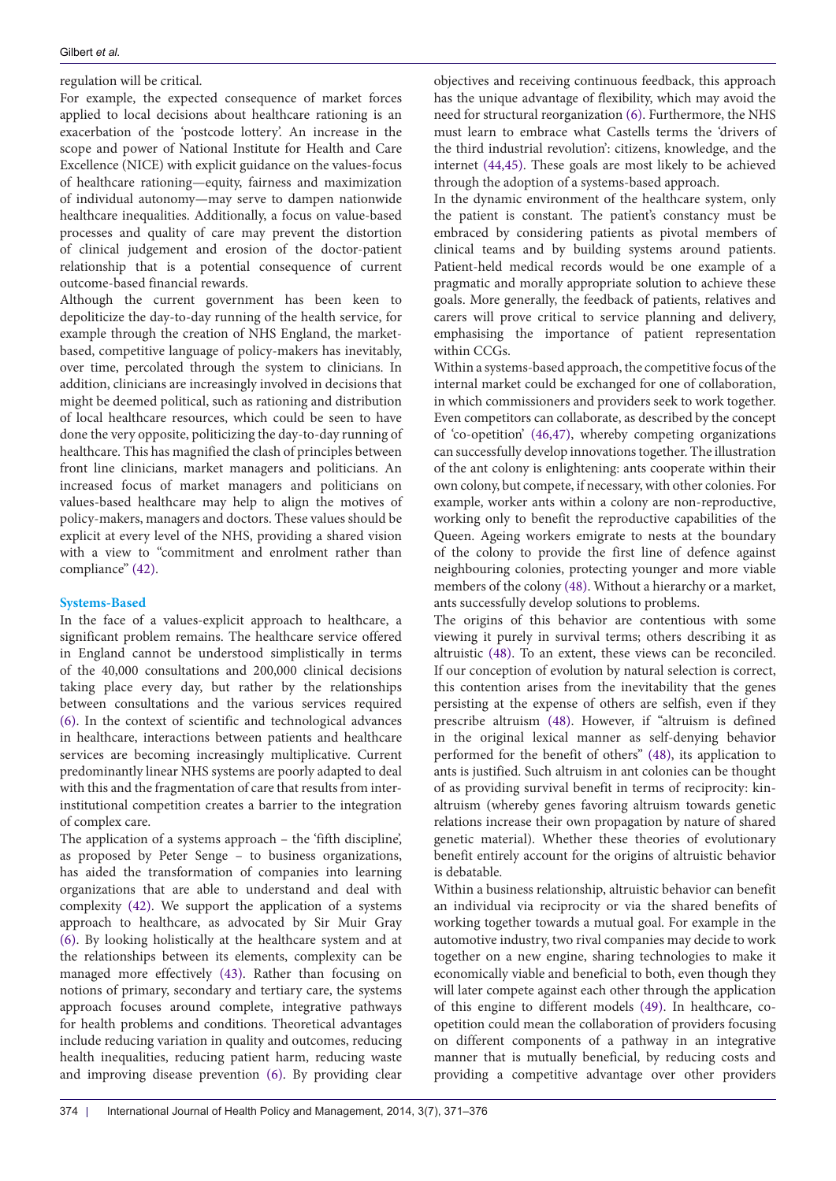regulation will be critical.

For example, the expected consequence of market forces applied to local decisions about healthcare rationing is an exacerbation of the 'postcode lottery'. An increase in the scope and power of National Institute for Health and Care Excellence (NICE) with explicit guidance on the values-focus of healthcare rationing—equity, fairness and maximization of individual autonomy—may serve to dampen nationwide healthcare inequalities. Additionally, a focus on value-based processes and quality of care may prevent the distortion of clinical judgement and erosion of the doctor-patient relationship that is a potential consequence of current outcome-based financial rewards.

Although the current government has been keen to depoliticize the day-to-day running of the health service, for example through the creation of NHS England, the market-based, competitive language of policy-makers has inevitably, over time, percolated through the system to clinicians. In addition, clinicians are increasingly involved in decisions that might be deemed political, such as rationing and distribution of local healthcare resources, which could be seen to have done the very opposite, politicizing the day-to-day running of healthcare. This has magnified the clash of principles between front line clinicians, market managers and politicians. An increased focus of market managers and politicians on values-based healthcare may help to align the motives of policy-makers, managers and doctors. These values should be explicit at every level of the NHS, providing a shared vision with a view to "commitment and enrolment rather than compliance" (42).

### Systems-Based

In the face of a values-explicit approach to healthcare, a significant problem remains. The healthcare service offered in England cannot be understood simplistically in terms of the 40,000 consultations and 200,000 clinical decisions taking place every day, but rather by the relationships between consultations and the various services required (6). In the context of scientific and technological advances in healthcare, interactions between patients and healthcare services are becoming increasingly multiplicative. Current predominantly linear NHS systems are poorly adapted to deal with this and the fragmentation of care that results from inter-institutional competition creates a barrier to the integration of complex care.

The application of a systems approach – the 'fifth discipline', as proposed by Peter Senge – to business organizations, has aided the transformation of companies into learning organizations that are able to understand and deal with complexity (42). We support the application of a systems approach to healthcare, as advocated by Sir Muir Gray (6). By looking holistically at the healthcare system and at the relationships between its elements, complexity can be managed more effectively (43). Rather than focusing on notions of primary, secondary and tertiary care, the systems approach focuses around complete, integrative pathways for health problems and conditions. Theoretical advantages include reducing variation in quality and outcomes, reducing health inequalities, reducing patient harm, reducing waste and improving disease prevention (6). By providing clear objectives and receiving continuous feedback, this approach has the unique advantage of flexibility, which may avoid the need for structural reorganization (6). Furthermore, the NHS must learn to embrace what Castells terms the 'drivers of the third industrial revolution': citizens, knowledge, and the internet (44,45). These goals are most likely to be achieved through the adoption of a systems-based approach.

In the dynamic environment of the healthcare system, only the patient is constant. The patient's constancy must be embraced by considering patients as pivotal members of clinical teams and by building systems around patients. Patient-held medical records would be one example of a pragmatic and morally appropriate solution to achieve these goals. More generally, the feedback of patients, relatives and carers will prove critical to service planning and delivery, emphasising the importance of patient representation within CCGs.

Within a systems-based approach, the competitive focus of the internal market could be exchanged for one of collaboration, in which commissioners and providers seek to work together. Even competitors can collaborate, as described by the concept of 'co-opetition' (46,47), whereby competing organizations can successfully develop innovations together. The illustration of the ant colony is enlightening: ants cooperate within their own colony, but compete, if necessary, with other colonies. For example, worker ants within a colony are non-reproductive, working only to benefit the reproductive capabilities of the Queen. Ageing workers emigrate to nests at the boundary of the colony to provide the first line of defence against neighbouring colonies, protecting younger and more viable members of the colony (48). Without a hierarchy or a market, ants successfully develop solutions to problems.

The origins of this behavior are contentious with some viewing it purely in survival terms; others describing it as altruistic (48). To an extent, these views can be reconciled. If our conception of evolution by natural selection is correct, this contention arises from the inevitability that the genes persisting at the expense of others are selfish, even if they prescribe altruism (48). However, if "altruism is defined in the original lexical manner as self-denying behavior performed for the benefit of others" (48), its application to ants is justified. Such altruism in ant colonies can be thought of as providing survival benefit in terms of reciprocity: kin-altruism (whereby genes favoring altruism towards genetic relations increase their own propagation by nature of shared genetic material). Whether these theories of evolutionary benefit entirely account for the origins of altruistic behavior is debatable.

Within a business relationship, altruistic behavior can benefit an individual via reciprocity or via the shared benefits of working together towards a mutual goal. For example in the automotive industry, two rival companies may decide to work together on a new engine, sharing technologies to make it economically viable and beneficial to both, even though they will later compete against each other through the application of this engine to different models (49). In healthcare, co-opetition could mean the collaboration of providers focusing on different components of a pathway in an integrative manner that is mutually beneficial, by reducing costs and providing a competitive advantage over other providers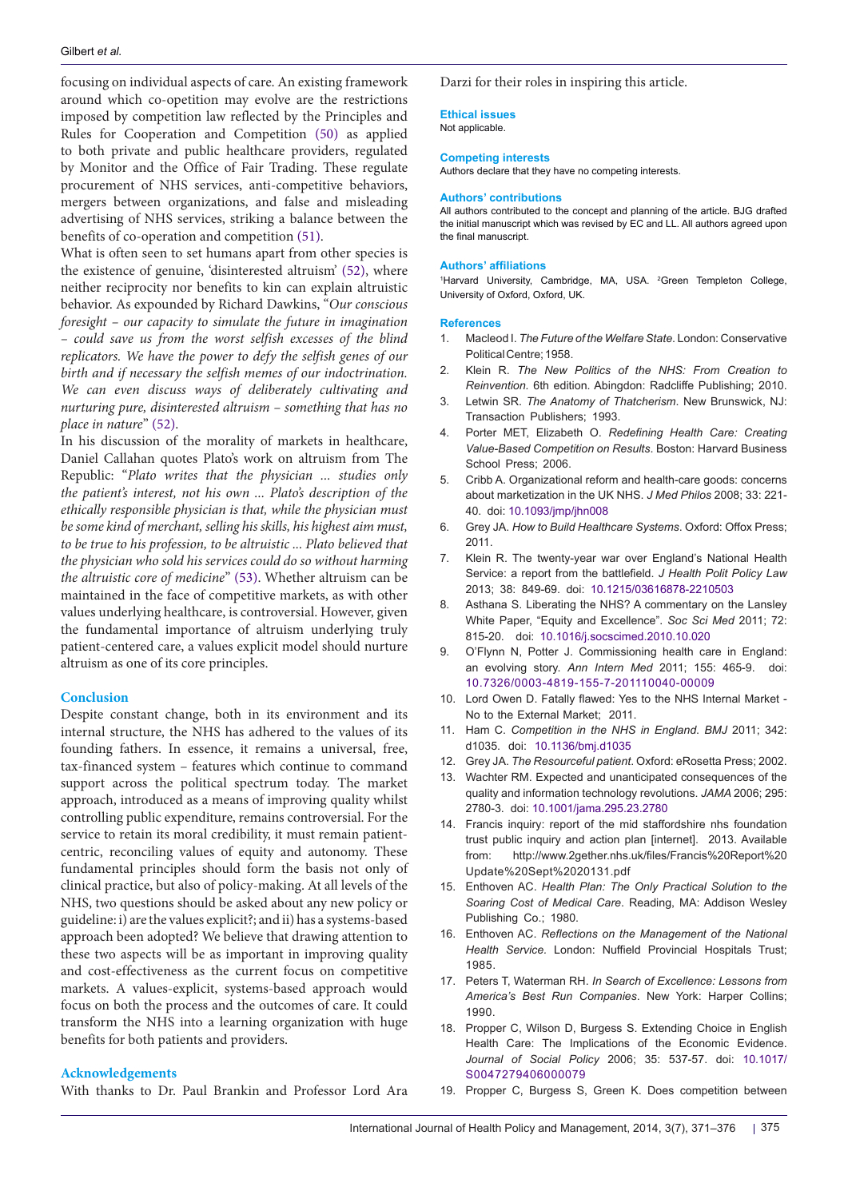focusing on individual aspects of care. An existing framework around which co-opetition may evolve are the restrictions imposed by competition law reflected by the Principles and Rules for Cooperation and Competition (50) as applied to both private and public healthcare providers, regulated by Monitor and the Office of Fair Trading. These regulate procurement of NHS services, anti-competitive behaviors, mergers between organizations, and false and misleading advertising of NHS services, striking a balance between the benefits of co-operation and competition (51).

What is often seen to set humans apart from other species is the existence of genuine, 'disinterested altruism' (52), where neither reciprocity nor benefits to kin can explain altruistic behavior. As expounded by Richard Dawkins, "*Our conscious foresight – our capacity to simulate the future in imagination – could save us from the worst selfish excesses of the blind replicators. We have the power to defy the selfish genes of our birth and if necessary the selfish memes of our indoctrination. We can even discuss ways of deliberately cultivating and nurturing pure, disinterested altruism – something that has no place in nature*" (52).

In his discussion of the morality of markets in healthcare, Daniel Callahan quotes Plato's work on altruism from The Republic: "*Plato writes that the physician ... studies only the patient's interest, not his own ... Plato's description of the ethically responsible physician is that, while the physician must be some kind of merchant, selling his skills, his highest aim must, to be true to his profession, to be altruistic ... Plato believed that the physician who sold his services could do so without harming the altruistic core of medicine*" (53). Whether altruism can be maintained in the face of competitive markets, as with other values underlying healthcare, is controversial. However, given the fundamental importance of altruism underlying truly patient-centered care, a values explicit model should nurture altruism as one of its core principles.

## Conclusion

Despite constant change, both in its environment and its internal structure, the NHS has adhered to the values of its founding fathers. In essence, it remains a universal, free, tax-financed system – features which continue to command support across the political spectrum today. The market approach, introduced as a means of improving quality whilst controlling public expenditure, remains controversial. For the service to retain its moral credibility, it must remain patient-centric, reconciling values of equity and autonomy. These fundamental principles should form the basis not only of clinical practice, but also of policy-making. At all levels of the NHS, two questions should be asked about any new policy or guideline: i) are the values explicit?; and ii) has a systems-based approach been adopted? We believe that drawing attention to these two aspects will be as important in improving quality and cost-effectiveness as the current focus on competitive markets. A values-explicit, systems-based approach would focus on both the process and the outcomes of care. It could transform the NHS into a learning organization with huge benefits for both patients and providers.

## Acknowledgements

With thanks to Dr. Paul Brankin and Professor Lord Ara Darzi for their roles in inspiring this article.

### Ethical issues

Not applicable.

### Competing interests

Authors declare that they have no competing interests.

### Authors' contributions

All authors contributed to the concept and planning of the article. BJG drafted the initial manuscript which was revised by EC and LL. All authors agreed upon the final manuscript.

### Authors' affiliations

[1]Harvard University, Cambridge, MA, USA. [2]Green Templeton College, University of Oxford, Oxford, UK.

### References

1. Macleod I. *The Future of the Welfare State*. London: Conservative Political Centre; 1958.
2. Klein R. *The New Politics of the NHS: From Creation to Reinvention.* 6th edition. Abingdon: Radcliffe Publishing; 2010.
3. Letwin SR. *The Anatomy of Thatcherism*. New Brunswick, NJ: Transaction Publishers; 1993.
4. Porter MET, Elizabeth O. *Redefining Health Care: Creating Value-Based Competition on Results*. Boston: Harvard Business School Press; 2006.
5. Cribb A. Organizational reform and health-care goods: concerns about marketization in the UK NHS. *J Med Philos* 2008; 33: 221-40. doi: 10.1093/jmp/jhn008
6. Grey JA. *How to Build Healthcare Systems*. Oxford: Offox Press; 2011.
7. Klein R. The twenty-year war over England's National Health Service: a report from the battlefield. *J Health Polit Policy Law* 2013; 38: 849-69. doi: 10.1215/03616878-2210503
8. Asthana S. Liberating the NHS? A commentary on the Lansley White Paper, "Equity and Excellence". *Soc Sci Med* 2011; 72: 815-20. doi: 10.1016/j.socscimed.2010.10.020
9. O'Flynn N, Potter J. Commissioning health care in England: an evolving story. *Ann Intern Med* 2011; 155: 465-9. doi: 10.7326/0003-4819-155-7-201110040-00009
10. Lord Owen D. Fatally flawed: Yes to the NHS Internal Market - No to the External Market; 2011.
11. Ham C. *Competition in the NHS in England*. *BMJ* 2011; 342: d1035. doi: 10.1136/bmj.d1035
12. Grey JA. *The Resourceful patient*. Oxford: eRosetta Press; 2002.
13. Wachter RM. Expected and unanticipated consequences of the quality and information technology revolutions. *JAMA* 2006; 295: 2780-3. doi: 10.1001/jama.295.23.2780
14. Francis inquiry: report of the mid staffordshire nhs foundation trust public inquiry and action plan [internet]. 2013. Available from: http://www.2gether.nhs.uk/files/Francis%20Report%20Update%20Sept%2020131.pdf
15. Enthoven AC. *Health Plan: The Only Practical Solution to the Soaring Cost of Medical Care*. Reading, MA: Addison Wesley Publishing Co.; 1980.
16. Enthoven AC. *Reflections on the Management of the National Health Service.* London: Nuffield Provincial Hospitals Trust; 1985.
17. Peters T, Waterman RH. *In Search of Excellence: Lessons from America's Best Run Companies*. New York: Harper Collins; 1990.
18. Propper C, Wilson D, Burgess S. Extending Choice in English Health Care: The Implications of the Economic Evidence. *Journal of Social Policy* 2006; 35: 537-57. doi: 10.1017/S0047279406000079
19. Propper C, Burgess S, Green K. Does competition between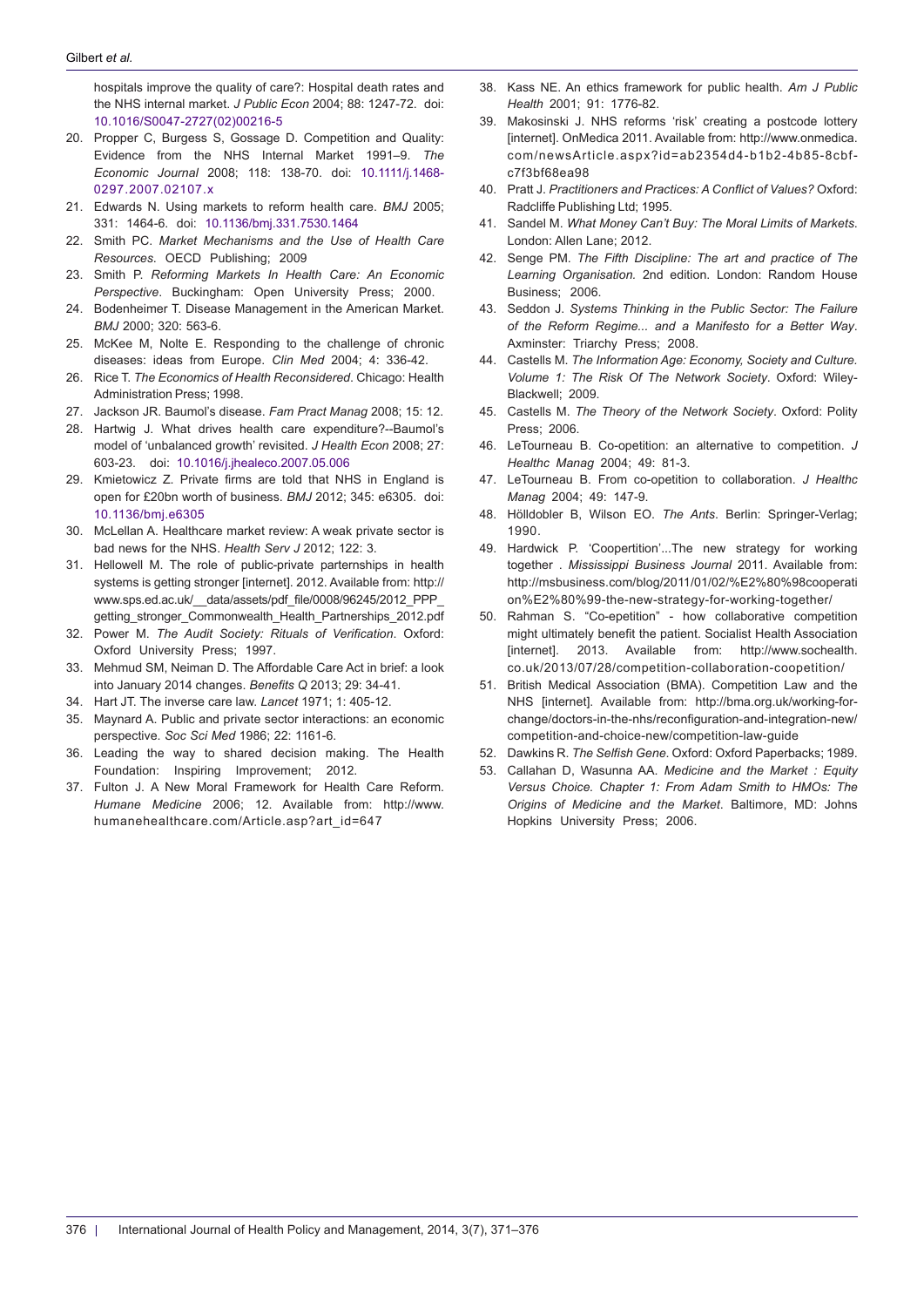hospitals improve the quality of care?: Hospital death rates and the NHS internal market. *J Public Econ* 2004; 88: 1247-72. doi: 10.1016/S0047-2727(02)00216-5

20. Propper C, Burgess S, Gossage D. Competition and Quality: Evidence from the NHS Internal Market 1991–9. *The Economic Journal* 2008; 118: 138-70. doi: 10.1111/j.1468-0297.2007.02107.x
21. Edwards N. Using markets to reform health care. *BMJ* 2005; 331: 1464-6. doi: 10.1136/bmj.331.7530.1464
22. Smith PC. *Market Mechanisms and the Use of Health Care Resources*. OECD Publishing; 2009
23. Smith P. *Reforming Markets In Health Care: An Economic Perspective*. Buckingham: Open University Press; 2000.
24. Bodenheimer T. Disease Management in the American Market. *BMJ* 2000; 320: 563-6.
25. McKee M, Nolte E. Responding to the challenge of chronic diseases: ideas from Europe. *Clin Med* 2004; 4: 336-42.
26. Rice T. *The Economics of Health Reconsidered*. Chicago: Health Administration Press; 1998.
27. Jackson JR. Baumol's disease. *Fam Pract Manag* 2008; 15: 12.
28. Hartwig J. What drives health care expenditure?--Baumol's model of 'unbalanced growth' revisited. *J Health Econ* 2008; 27: 603-23. doi: 10.1016/j.jhealeco.2007.05.006
29. Kmietowicz Z. Private firms are told that NHS in England is open for £20bn worth of business. *BMJ* 2012; 345: e6305. doi: 10.1136/bmj.e6305
30. McLellan A. Healthcare market review: A weak private sector is bad news for the NHS. *Health Serv J* 2012; 122: 3.
31. Hellowell M. The role of public-private parternships in health systems is getting stronger [internet]. 2012. Available from: http://www.sps.ed.ac.uk/__data/assets/pdf_file/0008/96245/2012_PPP_getting_stronger_Commonwealth_Health_Partnerships_2012.pdf
32. Power M. *The Audit Society: Rituals of Verification*. Oxford: Oxford University Press; 1997.
33. Mehmud SM, Neiman D. The Affordable Care Act in brief: a look into January 2014 changes. *Benefits Q* 2013; 29: 34-41.
34. Hart JT. The inverse care law. *Lancet* 1971; 1: 405-12.
35. Maynard A. Public and private sector interactions: an economic perspective. *Soc Sci Med* 1986; 22: 1161-6.
36. Leading the way to shared decision making. The Health Foundation: Inspiring Improvement; 2012.
37. Fulton J. A New Moral Framework for Health Care Reform. *Humane Medicine* 2006; 12. Available from: http://www.humanehealthcare.com/Article.asp?art_id=647
38. Kass NE. An ethics framework for public health. *Am J Public Health* 2001; 91: 1776-82.
39. Makosinski J. NHS reforms 'risk' creating a postcode lottery [internet]. OnMedica 2011. Available from: http://www.onmedica.com/newsArticle.aspx?id=ab2354d4-b1b2-4b85-8cbf-c7f3bf68ea98
40. Pratt J. *Practitioners and Practices: A Conflict of Values?* Oxford: Radcliffe Publishing Ltd; 1995.
41. Sandel M. *What Money Can't Buy: The Moral Limits of Markets*. London: Allen Lane; 2012.
42. Senge PM. *The Fifth Discipline: The art and practice of The Learning Organisation.* 2nd edition. London: Random House Business; 2006.
43. Seddon J. *Systems Thinking in the Public Sector: The Failure of the Reform Regime... and a Manifesto for a Better Way*. Axminster: Triarchy Press; 2008.
44. Castells M. *The Information Age: Economy, Society and Culture. Volume 1: The Risk Of The Network Society*. Oxford: Wiley-Blackwell; 2009.
45. Castells M. *The Theory of the Network Society*. Oxford: Polity Press; 2006.
46. LeTourneau B. Co-opetition: an alternative to competition. *J Healthc Manag* 2004; 49: 81-3.
47. LeTourneau B. From co-opetition to collaboration. *J Healthc Manag* 2004; 49: 147-9.
48. Hölldobler B, Wilson EO. *The Ants*. Berlin: Springer-Verlag; 1990.
49. Hardwick P. 'Coopertition'...The new strategy for working together . *Mississippi Business Journal* 2011. Available from: http://msbusiness.com/blog/2011/01/02/%E2%80%98cooperation%E2%80%99-the-new-strategy-for-working-together/
50. Rahman S. "Co-epetition" - how collaborative competition might ultimately benefit the patient. Socialist Health Association [internet]. 2013. Available from: http://www.sochealth.co.uk/2013/07/28/competition-collaboration-coopetition/
51. British Medical Association (BMA). Competition Law and the NHS [internet]. Available from: http://bma.org.uk/working-for-change/doctors-in-the-nhs/reconfiguration-and-integration-new/competition-and-choice-new/competition-law-guide
52. Dawkins R. *The Selfish Gene*. Oxford: Oxford Paperbacks; 1989.
53. Callahan D, Wasunna AA. *Medicine and the Market : Equity Versus Choice. Chapter 1: From Adam Smith to HMOs: The Origins of Medicine and the Market*. Baltimore, MD: Johns Hopkins University Press; 2006.